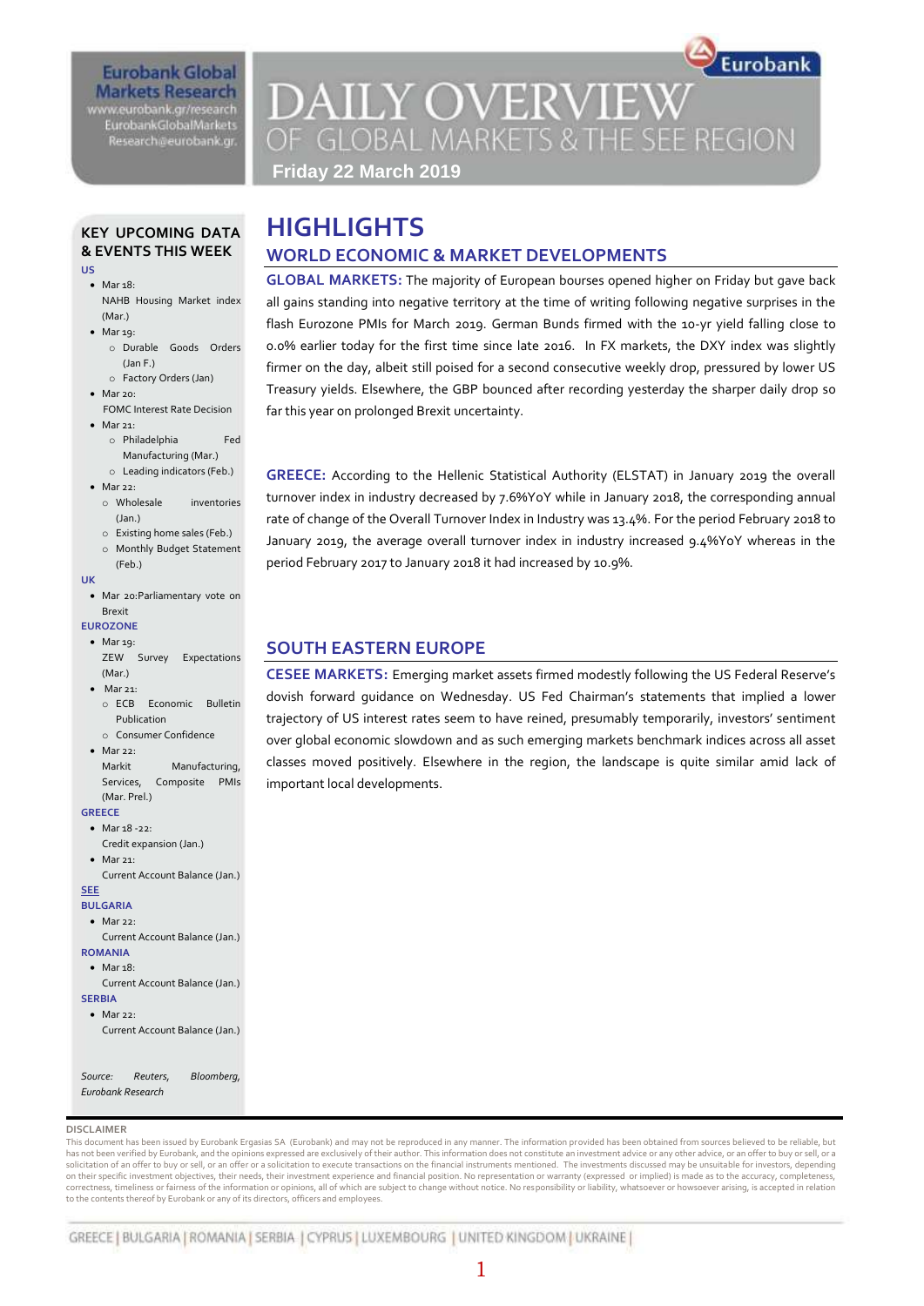Eurobank Global Markets Research
www.eurobank.gr/research
EurobankGlobalMarkets
Research@eurobank.gr

# DAILY OVERVIEW OF GLOBAL MARKETS & THE SEE REGION

**Friday 22 March 2019**

### KEY UPCOMING DATA & EVENTS THIS WEEK

**US**

- Mar 18:
  NAHB Housing Market index (Mar.)
- Mar 19:
  - Durable Goods Orders (Jan F.)
  - Factory Orders (Jan)
- Mar 20:
  FOMC Interest Rate Decision
- Mar 21:
  - Philadelphia Fed Manufacturing (Mar.)
  - Leading indicators (Feb.)
- Mar 22:
  - Wholesale inventories (Jan.)
  - Existing home sales (Feb.)
  - Monthly Budget Statement (Feb.)

**UK**

- Mar 20:Parliamentary vote on Brexit

**EUROZONE**

- Mar 19:
  ZEW Survey Expectations (Mar.)
- Mar 21:
  - ECB Economic Bulletin Publication
  - Consumer Confidence
- Mar 22:
  Markit Manufacturing, Services, Composite PMIs (Mar. Prel.)

**GREECE**

- Mar 18 -22:
  Credit expansion (Jan.)
- Mar 21:
  Current Account Balance (Jan.)

**SEE**

**BULGARIA**

- Mar 22:
  Current Account Balance (Jan.)

**ROMANIA**

- Mar 18:
  Current Account Balance (Jan.)

**SERBIA**

- Mar 22:
  Current Account Balance (Jan.)

*Source: Reuters, Bloomberg, Eurobank Research*

# HIGHLIGHTS

## WORLD ECONOMIC & MARKET DEVELOPMENTS

**GLOBAL MARKETS:** The majority of European bourses opened higher on Friday but gave back all gains standing into negative territory at the time of writing following negative surprises in the flash Eurozone PMIs for March 2019. German Bunds firmed with the 10-yr yield falling close to 0.0% earlier today for the first time since late 2016. In FX markets, the DXY index was slightly firmer on the day, albeit still poised for a second consecutive weekly drop, pressured by lower US Treasury yields. Elsewhere, the GBP bounced after recording yesterday the sharper daily drop so far this year on prolonged Brexit uncertainty.

**GREECE:** According to the Hellenic Statistical Authority (ELSTAT) in January 2019 the overall turnover index in industry decreased by 7.6%YoY while in January 2018, the corresponding annual rate of change of the Overall Turnover Index in Industry was 13.4%. For the period February 2018 to January 2019, the average overall turnover index in industry increased 9.4%YoY whereas in the period February 2017 to January 2018 it had increased by 10.9%.

## SOUTH EASTERN EUROPE

**CESEE MARKETS:** Emerging market assets firmed modestly following the US Federal Reserve's dovish forward guidance on Wednesday. US Fed Chairman's statements that implied a lower trajectory of US interest rates seem to have reined, presumably temporarily, investors' sentiment over global economic slowdown and as such emerging markets benchmark indices across all asset classes moved positively. Elsewhere in the region, the landscape is quite similar amid lack of important local developments.

**DISCLAIMER**

This document has been issued by Eurobank Ergasias SA (Eurobank) and may not be reproduced in any manner. The information provided has been obtained from sources believed to be reliable, but has not been verified by Eurobank, and the opinions expressed are exclusively of their author. This information does not constitute an investment advice or any other advice, or an offer to buy or sell, or a solicitation of an offer to buy or sell, or an offer or a solicitation to execute transactions on the financial instruments mentioned. The investments discussed may be unsuitable for investors, depending on their specific investment objectives, their needs, their investment experience and financial position. No representation or warranty (expressed or implied) is made as to the accuracy, completeness, correctness, timeliness or fairness of the information or opinions, all of which are subject to change without notice. No responsibility or liability, whatsoever or howsoever arising, is accepted in relation to the contents thereof by Eurobank or any of its directors, officers and employees.

GREECE | BULGARIA | ROMANIA | SERBIA | CYPRUS | LUXEMBOURG | UNITED KINGDOM | UKRAINE |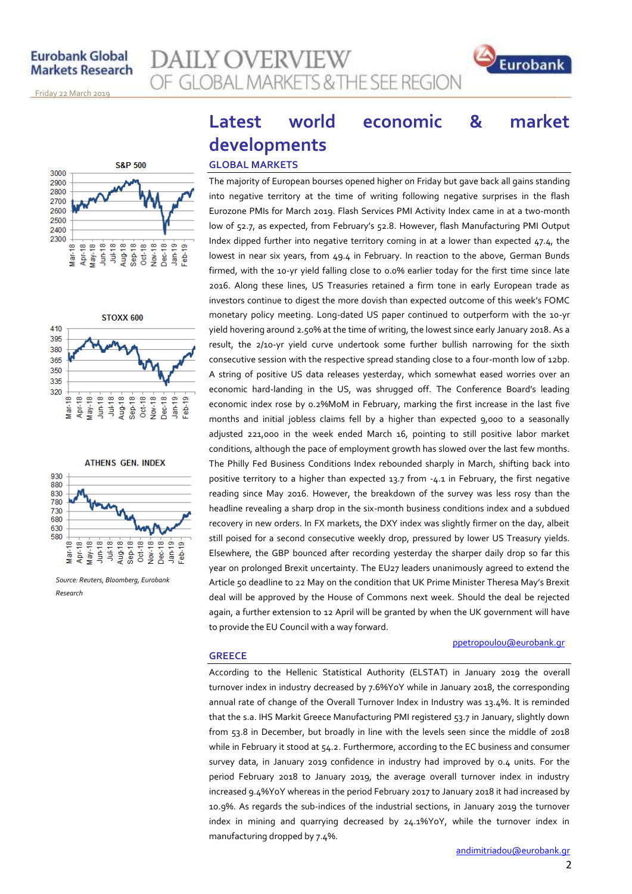# Latest world economic & market developments

## GLOBAL MARKETS

The majority of European bourses opened higher on Friday but gave back all gains standing into negative territory at the time of writing following negative surprises in the flash Eurozone PMIs for March 2019. Flash Services PMI Activity Index came in at a two-month low of 52.7, as expected, from February's 52.8. However, flash Manufacturing PMI Output Index dipped further into negative territory coming in at a lower than expected 47.4, the lowest in near six years, from 49.4 in February. In reaction to the above, German Bunds firmed, with the 10-yr yield falling close to 0.0% earlier today for the first time since late 2016. Along these lines, US Treasuries retained a firm tone in early European trade as investors continue to digest the more dovish than expected outcome of this week's FOMC monetary policy meeting. Long-dated US paper continued to outperform with the 10-yr yield hovering around 2.50% at the time of writing, the lowest since early January 2018. As a result, the 2/10-yr yield curve undertook some further bullish narrowing for the sixth consecutive session with the respective spread standing close to a four-month low of 12bp. A string of positive US data releases yesterday, which somewhat eased worries over an economic hard-landing in the US, was shrugged off. The Conference Board's leading economic index rose by 0.2%MoM in February, marking the first increase in the last five months and initial jobless claims fell by a higher than expected 9,000 to a seasonally adjusted 221,000 in the week ended March 16, pointing to still positive labor market conditions, although the pace of employment growth has slowed over the last few months. The Philly Fed Business Conditions Index rebounded sharply in March, shifting back into positive territory to a higher than expected 13.7 from -4.1 in February, the first negative reading since May 2016. However, the breakdown of the survey was less rosy than the headline revealing a sharp drop in the six-month business conditions index and a subdued recovery in new orders. In FX markets, the DXY index was slightly firmer on the day, albeit still poised for a second consecutive weekly drop, pressured by lower US Treasury yields. Elsewhere, the GBP bounced after recording yesterday the sharper daily drop so far this year on prolonged Brexit uncertainty. The EU27 leaders unanimously agreed to extend the Article 50 deadline to 22 May on the condition that UK Prime Minister Theresa May's Brexit deal will be approved by the House of Commons next week. Should the deal be rejected again, a further extension to 12 April will be granted by when the UK government will have to provide the EU Council with a way forward.

ppetropoulou@eurobank.gr

S&P 500
3000
2900
2800
2700
2600
2500
2400
2300
Mar-18 Apr-18 May-18 Jun-18 Jul-18 Aug-18 Sep-18 Oct-18 Nov-18 Dec-18 Jan-19 Feb-19

STOXX 600
410
395
380
365
350
335
320
Mar-18 Apr-18 May-18 Jun-18 Jul-18 Aug-18 Sep-18 Oct-18 Nov-18 Dec-18 Jan-19 Feb-19

ATHENS GEN. INDEX
930
880
830
780
730
680
630
580
Mar-18 Apr-18 May-18 Jun-18 Jul-18 Aug-18 Sep-18 Oct-18 Nov-18 Dec-18 Jan-19 Feb-19

*Source: Reuters, Bloomberg, Eurobank Research*

## GREECE

According to the Hellenic Statistical Authority (ELSTAT) in January 2019 the overall turnover index in industry decreased by 7.6%YoY while in January 2018, the corresponding annual rate of change of the Overall Turnover Index in Industry was 13.4%. It is reminded that the s.a. IHS Markit Greece Manufacturing PMI registered 53.7 in January, slightly down from 53.8 in December, but broadly in line with the levels seen since the middle of 2018 while in February it stood at 54.2. Furthermore, according to the EC business and consumer survey data, in January 2019 confidence in industry had improved by 0.4 units. For the period February 2018 to January 2019, the average overall turnover index in industry increased 9.4%YoY whereas in the period February 2017 to January 2018 it had increased by 10.9%. As regards the sub-indices of the industrial sections, in January 2019 the turnover index in mining and quarrying decreased by 24.1%YoY, while the turnover index in manufacturing dropped by 7.4%.

andimitriadou@eurobank.gr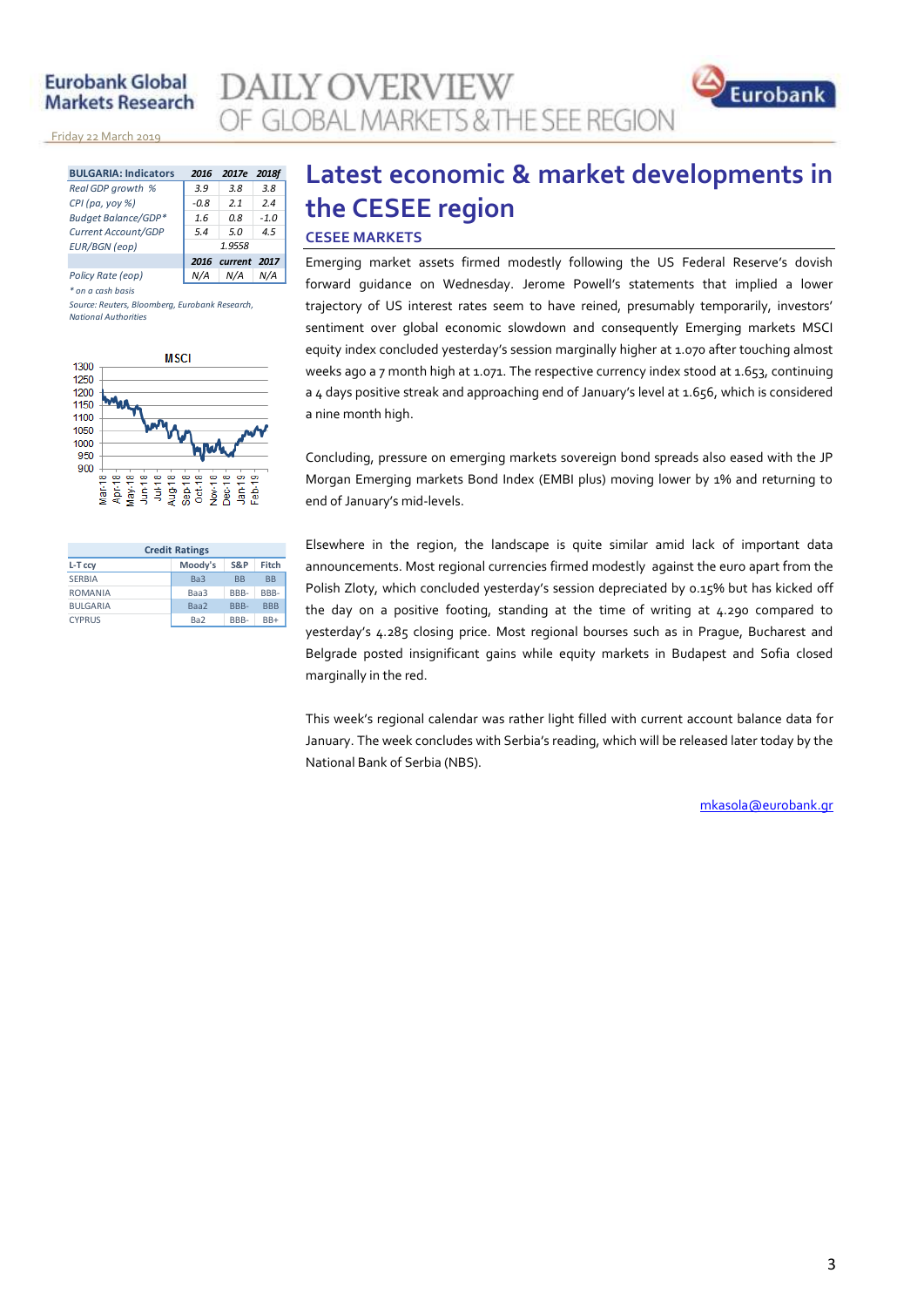| BULGARIA: Indicators | 2016 | 2017e | 2018f |
|---|---|---|---|
| *Real GDP growth %* | 3.9 | 3.8 | 3.8 |
| *CPI (pa, yoy %)* | -0.8 | 2.1 | 2.4 |
| *Budget Balance/GDP** | 1.6 | 0.8 | -1.0 |
| *Current Account/GDP* | 5.4 | 5.0 | 4.5 |
| *EUR/BGN (eop)* | | 1.9558 | |
| | 2016 | current | 2017 |
| *Policy Rate (eop)* | N/A | N/A | N/A |

*\* on a cash basis*

*Source: Reuters, Bloomberg, Eurobank Research, National Authorities*

MSCI

1300
1250
1200
1150
1100
1050
1000
950
900

Mar-18 Apr-18 May-18 Jun-18 Jul-18 Aug-18 Sep-18 Oct-18 Nov-18 Dec-18 Jan-19 Feb-19

| Credit Ratings | | | |
|---|---|---|---|
| L-T ccy | Moody's | S&P | Fitch |
| SERBIA | Ba3 | BB | BB |
| ROMANIA | Baa3 | BBB- | BBB- |
| BULGARIA | Baa2 | BBB- | BBB |
| CYPRUS | Ba2 | BBB- | BB+ |

# Latest economic & market developments in the CESEE region

## CESEE MARKETS

Emerging market assets firmed modestly following the US Federal Reserve's dovish forward guidance on Wednesday. Jerome Powell's statements that implied a lower trajectory of US interest rates seem to have reined, presumably temporarily, investors' sentiment over global economic slowdown and consequently Emerging markets MSCI equity index concluded yesterday's session marginally higher at 1.070 after touching almost weeks ago a 7 month high at 1.071. The respective currency index stood at 1.653, continuing a 4 days positive streak and approaching end of January's level at 1.656, which is considered a nine month high.

Concluding, pressure on emerging markets sovereign bond spreads also eased with the JP Morgan Emerging markets Bond Index (EMBI plus) moving lower by 1% and returning to end of January's mid-levels.

Elsewhere in the region, the landscape is quite similar amid lack of important data announcements. Most regional currencies firmed modestly against the euro apart from the Polish Zloty, which concluded yesterday's session depreciated by 0.15% but has kicked off the day on a positive footing, standing at the time of writing at 4.290 compared to yesterday's 4.285 closing price. Most regional bourses such as in Prague, Bucharest and Belgrade posted insignificant gains while equity markets in Budapest and Sofia closed marginally in the red.

This week's regional calendar was rather light filled with current account balance data for January. The week concludes with Serbia's reading, which will be released later today by the National Bank of Serbia (NBS).

mkasola@eurobank.gr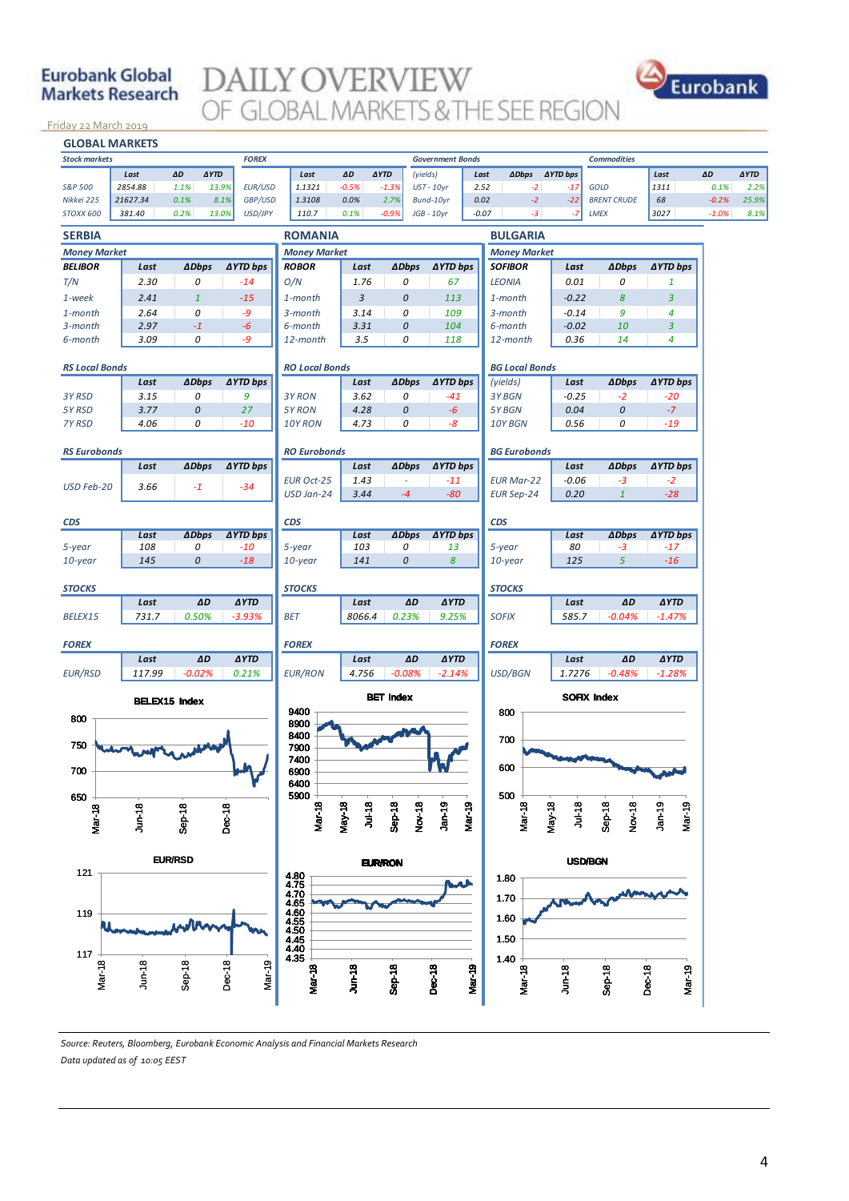Eurobank Global Markets Research

# DAILY OVERVIEW OF GLOBAL MARKETS & THE SEE REGION

Friday 22 March 2019

## GLOBAL MARKETS

| Stock markets | Last | ΔD | ΔYTD | FOREX | Last | ΔD | ΔYTD | Government Bonds (yields) | Last | ΔDbps | ΔYTD bps | Commodities | Last | ΔD | ΔYTD |
|---|---|---|---|---|---|---|---|---|---|---|---|---|---|---|---|
| S&P 500 | 2854.88 | 1.1% | 13.9% | EUR/USD | 1.1321 | -0.5% | -1.3% | UST - 10yr | 2.52 | -2 | -17 | GOLD | 1311 | 0.1% | 2.2% |
| Nikkei 225 | 21627.34 | 0.1% | 8.1% | GBP/USD | 1.3108 | 0.0% | 2.7% | Bund-10yr | 0.02 | -2 | -22 | BRENT CRUDE | 68 | -0.2% | 25.9% |
| STOXX 600 | 381.40 | 0.2% | 13.0% | USD/JPY | 110.7 | 0.1% | -0.9% | JGB - 10yr | -0.07 | -3 | -7 | LMEX | 3027 | -1.0% | 8.1% |

## SERBIA

**Money Market**

| BELIBOR | Last | ΔDbps | ΔYTD bps |
|---|---|---|---|
| T/N | 2.30 | 0 | -14 |
| 1-week | 2.41 | 1 | -15 |
| 1-month | 2.64 | 0 | -9 |
| 3-month | 2.97 | -1 | -6 |
| 6-month | 3.09 | 0 | -9 |

**RS Local Bonds**

| | Last | ΔDbps | ΔYTD bps |
|---|---|---|---|
| 3Y RSD | 3.15 | 0 | 9 |
| 5Y RSD | 3.77 | 0 | 27 |
| 7Y RSD | 4.06 | 0 | -10 |

**RS Eurobonds**

| | Last | ΔDbps | ΔYTD bps |
|---|---|---|---|
| USD Feb-20 | 3.66 | -1 | -34 |

**CDS**

| | Last | ΔDbps | ΔYTD bps |
|---|---|---|---|
| 5-year | 108 | 0 | -10 |
| 10-year | 145 | 0 | -18 |

**STOCKS**

| | Last | ΔD | ΔYTD |
|---|---|---|---|
| BELEX15 | 731.7 | 0.50% | -3.93% |

**FOREX**

| | Last | ΔD | ΔYTD |
|---|---|---|---|
| EUR/RSD | 117.99 | -0.02% | 0.21% |

BELEX15 Index
800
750
700
650
Mar-18
Jun-18
Sep-18
Dec-18

EUR/RSD
121
119
117
Mar-18
Jun-18
Sep-18
Dec-18
Mar-19

## ROMANIA

**Money Market**

| ROBOR | Last | ΔDbps | ΔYTD bps |
|---|---|---|---|
| O/N | 1.76 | 0 | 67 |
| 1-month | 3 | 0 | 113 |
| 3-month | 3.14 | 0 | 109 |
| 6-month | 3.31 | 0 | 104 |
| 12-month | 3.5 | 0 | 118 |

**RO Local Bonds**

| | Last | ΔDbps | ΔYTD bps |
|---|---|---|---|
| 3Y RON | 3.62 | 0 | -41 |
| 5Y RON | 4.28 | 0 | -6 |
| 10Y RON | 4.73 | 0 | -8 |

**RO Eurobonds**

| | Last | ΔDbps | ΔYTD bps |
|---|---|---|---|
| EUR Oct-25 | 1.43 | - | -11 |
| USD Jan-24 | 3.44 | -4 | -80 |

**CDS**

| | Last | ΔDbps | ΔYTD bps |
|---|---|---|---|
| 5-year | 103 | 0 | 13 |
| 10-year | 141 | 0 | 8 |

**STOCKS**

| | Last | ΔD | ΔYTD |
|---|---|---|---|
| BET | 8066.4 | 0.23% | 9.25% |

**FOREX**

| | Last | ΔD | ΔYTD |
|---|---|---|---|
| EUR/RON | 4.756 | -0.08% | -2.14% |

BET Index
9400
8900
8400
7900
7400
6900
6400
5900
Mar-18
May-18
Jul-18
Sep-18
Nov-18
Jan-19
Mar-19

EUR/RON
4.80
4.75
4.70
4.65
4.60
4.55
4.50
4.45
4.40
4.35
Mar-18
Jun-18
Sep-18
Dec-18
Mar-19

## BULGARIA

**Money Market**

| SOFIBOR | Last | ΔDbps | ΔYTD bps |
|---|---|---|---|
| LEONIA | 0.01 | 0 | 1 |
| 1-month | -0.22 | 8 | 3 |
| 3-month | -0.14 | 9 | 4 |
| 6-month | -0.02 | 10 | 3 |
| 12-month | 0.36 | 14 | 4 |

**BG Local Bonds**

| (yields) | Last | ΔDbps | ΔYTD bps |
|---|---|---|---|
| 3Y BGN | -0.25 | -2 | -20 |
| 5Y BGN | 0.04 | 0 | -7 |
| 10Y BGN | 0.56 | 0 | -19 |

**BG Eurobonds**

| | Last | ΔDbps | ΔYTD bps |
|---|---|---|---|
| EUR Mar-22 | -0.06 | -3 | -2 |
| EUR Sep-24 | 0.20 | 1 | -28 |

**CDS**

| | Last | ΔDbps | ΔYTD bps |
|---|---|---|---|
| 5-year | 80 | -3 | -17 |
| 10-year | 125 | 5 | -16 |

**STOCKS**

| | Last | ΔD | ΔYTD |
|---|---|---|---|
| SOFIX | 585.7 | -0.04% | -1.47% |

**FOREX**

| | Last | ΔD | ΔYTD |
|---|---|---|---|
| USD/BGN | 1.7276 | -0.48% | -1.28% |

SOFIX Index
800
700
600
500
Mar-18
May-18
Jul-18
Sep-18
Nov-18
Jan-19
Mar-19

USD/BGN
1.80
1.70
1.60
1.50
1.40
Mar-18
Jun-18
Sep-18
Dec-18
Mar-19

*Source: Reuters, Bloomberg, Eurobank Economic Analysis and Financial Markets Research*

*Data updated as of 10:05 EEST*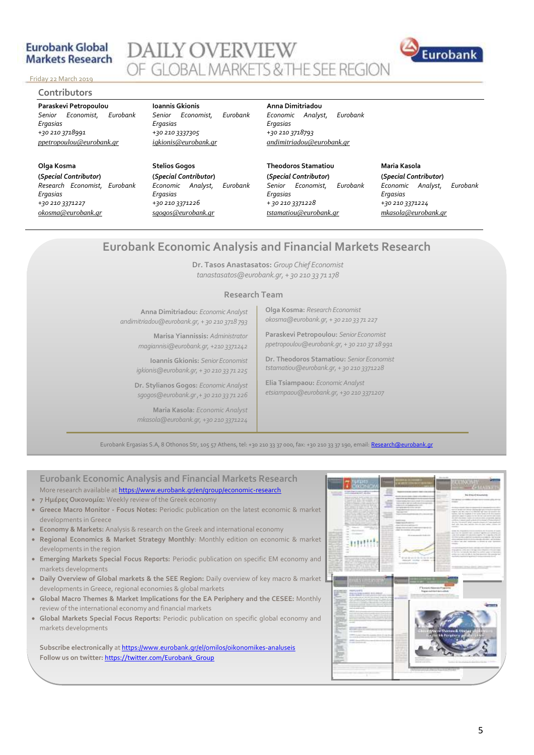Eurobank Global Markets Research

# DAILY OVERVIEW OF GLOBAL MARKETS & THE SEE REGION

Friday 22 March 2019

## Contributors

**Paraskevi Petropoulou**
*Senior Economist, Eurobank Ergasias*
*+30 210 3718991*
*ppetropoulou@eurobank.gr*

**Ioannis Gkionis**
*Senior Economist, Eurobank Ergasias*
*+30 210 3337305*
*igkionis@eurobank.gr*

**Anna Dimitriadou**
*Economic Analyst, Eurobank Ergasias*
*+30 210 3718793*
*andimitriadou@eurobank.gr*

**Olga Kosma**
**(*Special Contributor*)**
*Research Economist, Eurobank Ergasias*
*+30 210 3371227*
*okosma@eurobank.gr*

**Stelios Gogos**
**(*Special Contributor*)**
*Economic Analyst, Eurobank Ergasias*
*+30 210 3371226*
*sgogos@eurobank.gr*

**Theodoros Stamatiou**
**(*Special Contributor*)**
*Senior Economist, Eurobank Ergasias*
*+ 30 210 3371228*
*tstamatiou@eurobank.gr*

**Maria Kasola**
**(*Special Contributor*)**
*Economic Analyst, Eurobank Ergasias*
*+30 210 3371224*
*mkasola@eurobank.gr*

## Eurobank Economic Analysis and Financial Markets Research

**Dr. Tasos Anastasatos:** *Group Chief Economist*
*tanastasatos@eurobank.gr, + 30 210 33 71 178*

### Research Team

**Anna Dimitriadou:** *Economic Analyst*
*andimitriadou@eurobank.gr, + 30 210 3718 793*

**Marisa Yiannissis:** *Administrator*
*magiannisi@eurobank.gr, +210 3371242*

**Ioannis Gkionis:** *Senior Economist*
*igkionis@eurobank.gr, + 30 210 33 71 225*

**Dr. Stylianos Gogos:** *Economic Analyst*
*sgogos@eurobank.gr ,+ 30 210 33 71 226*

**Maria Kasola:** *Economic Analyst*
*mkasola@eurobank.gr, +30 210 3371224*

**Olga Kosma:** *Research Economist*
*okosma@eurobank.gr, + 30 210 33 71 227*

**Paraskevi Petropoulou:** *Senior Economist*
*ppetropoulou@eurobank.gr, + 30 210 37 18 991*

**Dr. Theodoros Stamatiou:** *Senior Economist*
*tstamatiou@eurobank.gr, + 30 210 3371228*

**Elia Tsiampaou:** *Economic Analyst*
*etsiampaou@eurobank.gr, +30 210 3371207*

Eurobank Ergasias S.A, 8 Othonos Str, 105 57 Athens, tel: +30 210 33 37 000, fax: +30 210 33 37 190, email: Research@eurobank.gr

## Eurobank Economic Analysis and Financial Markets Research

More research available at https://www.eurobank.gr/en/group/economic-research

- **7 Ημέρες Οικονομία:** Weekly review of the Greek economy
- **Greece Macro Monitor - Focus Notes:** Periodic publication on the latest economic & market developments in Greece
- **Economy & Markets:** Analysis & research on the Greek and international economy
- **Regional Economics & Market Strategy Monthly**: Monthly edition on economic & market developments in the region
- **Emerging Markets Special Focus Reports:** Periodic publication on specific EM economy and markets developments
- **Daily Overview of Global markets & the SEE Region:** Daily overview of key macro & market developments in Greece, regional economies & global markets
- **Global Macro Themes & Market Implications for the EA Periphery and the CESEE:** Monthly review of the international economy and financial markets
- **Global Markets Special Focus Reports:** Periodic publication on specific global economy and markets developments

**Subscribe electronically** at https://www.eurobank.gr/el/omilos/oikonomikes-analuseis
**Follow us on twitter:** https://twitter.com/Eurobank_Group